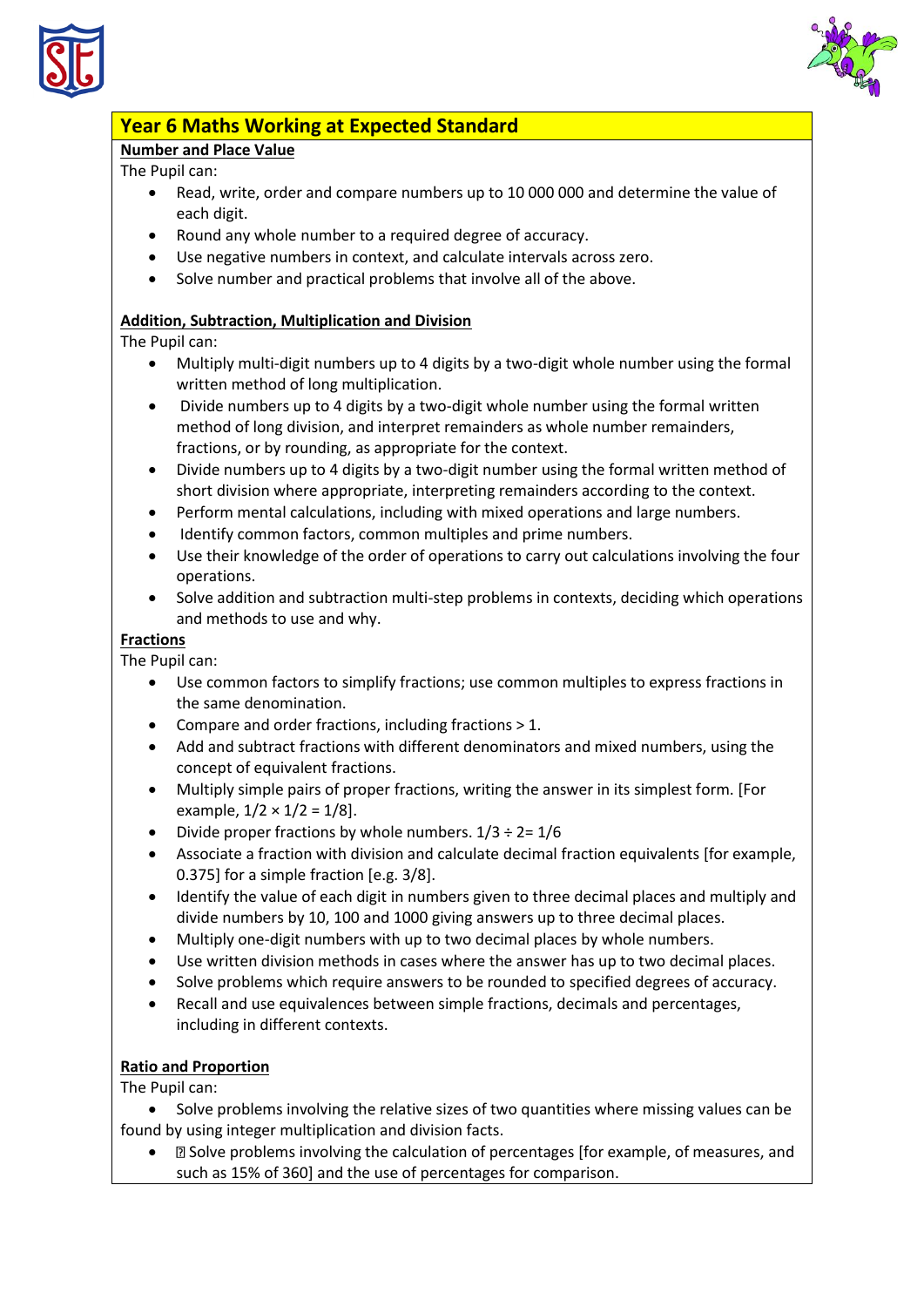# Year 6 Maths Working at Expected Standard

**Number and Place Value**

The Pupil can:

- Read, write, order and compare numbers up to 10 000 000 and determine the value of each digit.
- Round any whole number to a required degree of accuracy.
- Use negative numbers in context, and calculate intervals across zero.
- Solve number and practical problems that involve all of the above.

**Addition, Subtraction, Multiplication and Division**

The Pupil can:

- Multiply multi-digit numbers up to 4 digits by a two-digit whole number using the formal written method of long multiplication.
- Divide numbers up to 4 digits by a two-digit whole number using the formal written method of long division, and interpret remainders as whole number remainders, fractions, or by rounding, as appropriate for the context.
- Divide numbers up to 4 digits by a two-digit number using the formal written method of short division where appropriate, interpreting remainders according to the context.
- Perform mental calculations, including with mixed operations and large numbers.
- Identify common factors, common multiples and prime numbers.
- Use their knowledge of the order of operations to carry out calculations involving the four operations.
- Solve addition and subtraction multi-step problems in contexts, deciding which operations and methods to use and why.

**Fractions**

The Pupil can:

- Use common factors to simplify fractions; use common multiples to express fractions in the same denomination.
- Compare and order fractions, including fractions > 1.
- Add and subtract fractions with different denominators and mixed numbers, using the concept of equivalent fractions.
- Multiply simple pairs of proper fractions, writing the answer in its simplest form. [For example, $1/2 \times 1/2 = 1/8$].
- Divide proper fractions by whole numbers. $1/3 \div 2 = 1/6$
- Associate a fraction with division and calculate decimal fraction equivalents [for example, 0.375] for a simple fraction [e.g. 3/8].
- Identify the value of each digit in numbers given to three decimal places and multiply and divide numbers by 10, 100 and 1000 giving answers up to three decimal places.
- Multiply one-digit numbers with up to two decimal places by whole numbers.
- Use written division methods in cases where the answer has up to two decimal places.
- Solve problems which require answers to be rounded to specified degrees of accuracy.
- Recall and use equivalences between simple fractions, decimals and percentages, including in different contexts.

**Ratio and Proportion**

The Pupil can:

- Solve problems involving the relative sizes of two quantities where missing values can be found by using integer multiplication and division facts.
- Solve problems involving the calculation of percentages [for example, of measures, and such as 15% of 360] and the use of percentages for comparison.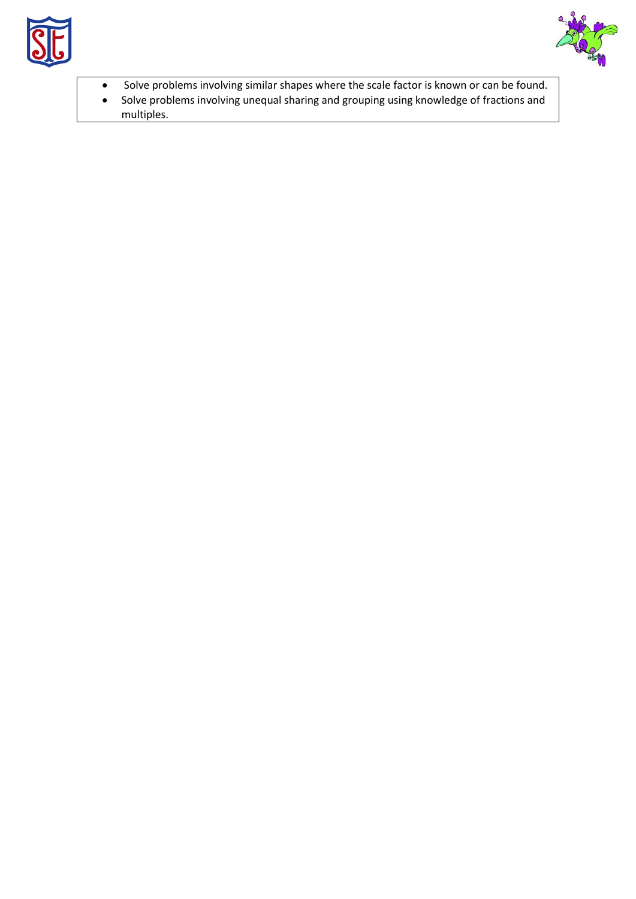- Solve problems involving similar shapes where the scale factor is known or can be found.
- Solve problems involving unequal sharing and grouping using knowledge of fractions and multiples.